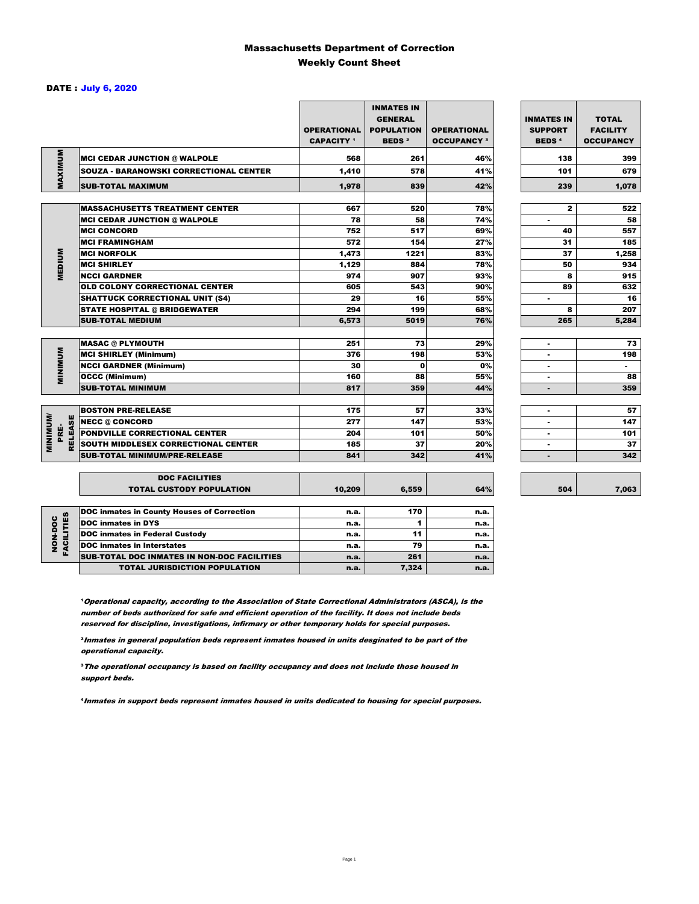# Massachusetts Department of Correction
## Weekly Count Sheet

**DATE : July 6, 2020**

| | | OPERATIONAL CAPACITY [1] | INMATES IN GENERAL POPULATION BEDS [2] | OPERATIONAL OCCUPANCY [3] | INMATES IN SUPPORT BEDS [4] | TOTAL FACILITY OCCUPANCY |
|---|---|---|---|---|---|---|
| MAXIMUM | MCI CEDAR JUNCTION @ WALPOLE | 568 | 261 | 46% | 138 | 399 |
| | SOUZA - BARANOWSKI CORRECTIONAL CENTER | 1,410 | 578 | 41% | 101 | 679 |
| | SUB-TOTAL MAXIMUM | 1,978 | 839 | 42% | 239 | 1,078 |
| MEDIUM | MASSACHUSETTS TREATMENT CENTER | 667 | 520 | 78% | 2 | 522 |
| | MCI CEDAR JUNCTION @ WALPOLE | 78 | 58 | 74% | - | 58 |
| | MCI CONCORD | 752 | 517 | 69% | 40 | 557 |
| | MCI FRAMINGHAM | 572 | 154 | 27% | 31 | 185 |
| | MCI NORFOLK | 1,473 | 1221 | 83% | 37 | 1,258 |
| | MCI SHIRLEY | 1,129 | 884 | 78% | 50 | 934 |
| | NCCI GARDNER | 974 | 907 | 93% | 8 | 915 |
| | OLD COLONY CORRECTIONAL CENTER | 605 | 543 | 90% | 89 | 632 |
| | SHATTUCK CORRECTIONAL UNIT (S4) | 29 | 16 | 55% | - | 16 |
| | STATE HOSPITAL @ BRIDGEWATER | 294 | 199 | 68% | 8 | 207 |
| | SUB-TOTAL MEDIUM | 6,573 | 5019 | 76% | 265 | 5,284 |
| MINIMUM | MASAC @ PLYMOUTH | 251 | 73 | 29% | - | 73 |
| | MCI SHIRLEY (Minimum) | 376 | 198 | 53% | - | 198 |
| | NCCI GARDNER (Minimum) | 30 | 0 | 0% | - | - |
| | OCCC (Minimum) | 160 | 88 | 55% | - | 88 |
| | SUB-TOTAL MINIMUM | 817 | 359 | 44% | - | 359 |
| MINIMUM/ PRE-RELEASE | BOSTON PRE-RELEASE | 175 | 57 | 33% | - | 57 |
| | NECC @ CONCORD | 277 | 147 | 53% | - | 147 |
| | PONDVILLE CORRECTIONAL CENTER | 204 | 101 | 50% | - | 101 |
| | SOUTH MIDDLESEX CORRECTIONAL CENTER | 185 | 37 | 20% | - | 37 |
| | SUB-TOTAL MINIMUM/PRE-RELEASE | 841 | 342 | 41% | - | 342 |
| | DOC FACILITIES TOTAL CUSTODY POPULATION | 10,209 | 6,559 | 64% | 504 | 7,063 |
| NON-DOC FACILITIES | DOC inmates in County Houses of Correction | n.a. | 170 | n.a. | | |
| | DOC inmates in DYS | n.a. | 1 | n.a. | | |
| | DOC inmates in Federal Custody | n.a. | 11 | n.a. | | |
| | DOC inmates in Interstates | n.a. | 79 | n.a. | | |
| | SUB-TOTAL DOC INMATES IN NON-DOC FACILITIES | n.a. | 261 | n.a. | | |
| | TOTAL JURISDICTION POPULATION | n.a. | 7,324 | n.a. | | |

[1] *Operational capacity, according to the Association of State Correctional Administrators (ASCA), is the number of beds authorized for safe and efficient operation of the facility. It does not include beds reserved for discipline, investigations, infirmary or other temporary holds for special purposes.*

[2] *Inmates in general population beds represent inmates housed in units desginated to be part of the operational capacity.*

[3] *The operational occupancy is based on facility occupancy and does not include those housed in support beds.*

[4] *Inmates in support beds represent inmates housed in units dedicated to housing for special purposes.*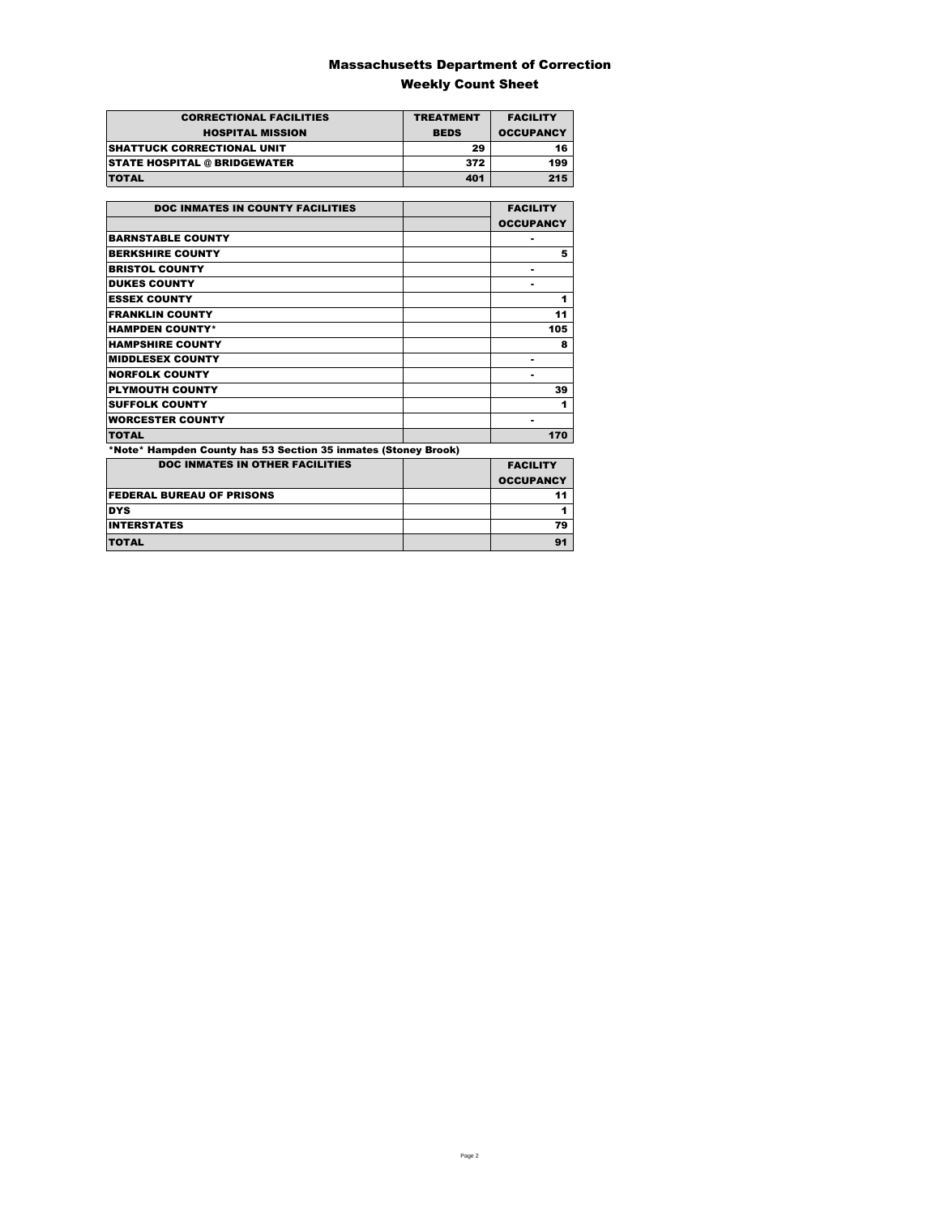# Massachusetts Department of Correction

## Weekly Count Sheet

| CORRECTIONAL FACILITIES HOSPITAL MISSION | TREATMENT BEDS | FACILITY OCCUPANCY |
|---|---|---|
| SHATTUCK CORRECTIONAL UNIT | 29 | 16 |
| STATE HOSPITAL @ BRIDGEWATER | 372 | 199 |
| TOTAL | 401 | 215 |

| DOC INMATES IN COUNTY FACILITIES | | FACILITY OCCUPANCY |
|---|---|---|
| BARNSTABLE COUNTY | | - |
| BERKSHIRE COUNTY | | 5 |
| BRISTOL COUNTY | | - |
| DUKES COUNTY | | - |
| ESSEX COUNTY | | 1 |
| FRANKLIN COUNTY | | 11 |
| HAMPDEN COUNTY* | | 105 |
| HAMPSHIRE COUNTY | | 8 |
| MIDDLESEX COUNTY | | - |
| NORFOLK COUNTY | | - |
| PLYMOUTH COUNTY | | 39 |
| SUFFOLK COUNTY | | 1 |
| WORCESTER COUNTY | | - |
| TOTAL | | 170 |

*Note* Hampden County has 53 Section 35 inmates (Stoney Brook)

| DOC INMATES IN OTHER FACILITIES | | FACILITY OCCUPANCY |
|---|---|---|
| FEDERAL BUREAU OF PRISONS | | 11 |
| DYS | | 1 |
| INTERSTATES | | 79 |
| TOTAL | | 91 |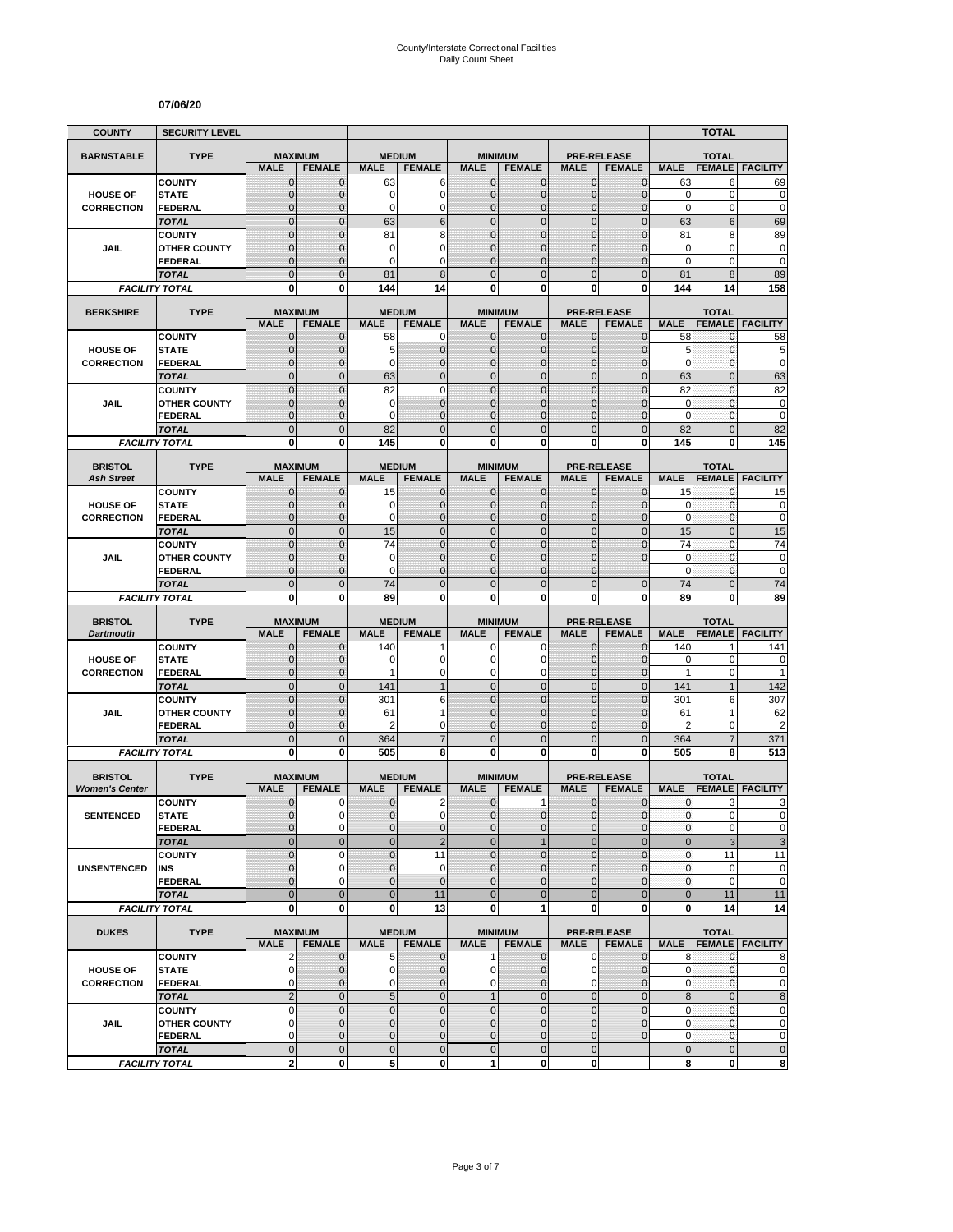# County/Interstate Correctional Facilities
## Daily Count Sheet

**07/06/20**

| COUNTY | SECURITY LEVEL | | | | | | | | | | TOTAL | |
|---|---|---|---|---|---|---|---|---|---|---|---|---|
| **BARNSTABLE** | **TYPE** | **MAXIMUM** | | **MEDIUM** | | **MINIMUM** | | **PRE-RELEASE** | | **TOTAL** | | |
| | | **MALE** | **FEMALE** | **MALE** | **FEMALE** | **MALE** | **FEMALE** | **MALE** | **FEMALE** | **MALE** | **FEMALE** | **FACILITY** |
| **HOUSE OF CORRECTION** | COUNTY | 0 | 0 | 63 | 6 | 0 | 0 | 0 | 0 | 63 | 6 | 69 |
| | STATE | 0 | 0 | 0 | 0 | 0 | 0 | 0 | 0 | 0 | 0 | 0 |
| | FEDERAL | 0 | 0 | 0 | 0 | 0 | 0 | 0 | 0 | 0 | 0 | 0 |
| | *TOTAL* | 0 | 0 | 63 | 6 | 0 | 0 | 0 | 0 | 63 | 6 | 69 |
| **JAIL** | COUNTY | 0 | 0 | 81 | 8 | 0 | 0 | 0 | 0 | 81 | 8 | 89 |
| | OTHER COUNTY | 0 | 0 | 0 | 0 | 0 | 0 | 0 | 0 | 0 | 0 | 0 |
| | FEDERAL | 0 | 0 | 0 | 0 | 0 | 0 | 0 | 0 | 0 | 0 | 0 |
| | *TOTAL* | 0 | 0 | 81 | 8 | 0 | 0 | 0 | 0 | 81 | 8 | 89 |
| *FACILITY TOTAL* | | **0** | **0** | **144** | **14** | **0** | **0** | **0** | **0** | **144** | **14** | **158** |
| **BERKSHIRE** | **TYPE** | **MAXIMUM** | | **MEDIUM** | | **MINIMUM** | | **PRE-RELEASE** | | **TOTAL** | | |
| | | **MALE** | **FEMALE** | **MALE** | **FEMALE** | **MALE** | **FEMALE** | **MALE** | **FEMALE** | **MALE** | **FEMALE** | **FACILITY** |
| **HOUSE OF CORRECTION** | COUNTY | 0 | 0 | 58 | 0 | 0 | 0 | 0 | 0 | 58 | 0 | 58 |
| | STATE | 0 | 0 | 5 | 0 | 0 | 0 | 0 | 0 | 5 | 0 | 5 |
| | FEDERAL | 0 | 0 | 0 | 0 | 0 | 0 | 0 | 0 | 0 | 0 | 0 |
| | *TOTAL* | 0 | 0 | 63 | 0 | 0 | 0 | 0 | 0 | 63 | 0 | 63 |
| **JAIL** | COUNTY | 0 | 0 | 82 | 0 | 0 | 0 | 0 | 0 | 82 | 0 | 82 |
| | OTHER COUNTY | 0 | 0 | 0 | 0 | 0 | 0 | 0 | 0 | 0 | 0 | 0 |
| | FEDERAL | 0 | 0 | 0 | 0 | 0 | 0 | 0 | 0 | 0 | 0 | 0 |
| | *TOTAL* | 0 | 0 | 82 | 0 | 0 | 0 | 0 | 0 | 82 | 0 | 82 |
| *FACILITY TOTAL* | | **0** | **0** | **145** | **0** | **0** | **0** | **0** | **0** | **145** | **0** | **145** |
| **BRISTOL** *Ash Street* | **TYPE** | **MAXIMUM** | | **MEDIUM** | | **MINIMUM** | | **PRE-RELEASE** | | **TOTAL** | | |
| | | **MALE** | **FEMALE** | **MALE** | **FEMALE** | **MALE** | **FEMALE** | **MALE** | **FEMALE** | **MALE** | **FEMALE** | **FACILITY** |
| **HOUSE OF CORRECTION** | COUNTY | 0 | 0 | 15 | 0 | 0 | 0 | 0 | 0 | 15 | 0 | 15 |
| | STATE | 0 | 0 | 0 | 0 | 0 | 0 | 0 | 0 | 0 | 0 | 0 |
| | FEDERAL | 0 | 0 | 0 | 0 | 0 | 0 | 0 | 0 | 0 | 0 | 0 |
| | *TOTAL* | 0 | 0 | 15 | 0 | 0 | 0 | 0 | 0 | 15 | 0 | 15 |
| **JAIL** | COUNTY | 0 | 0 | 74 | 0 | 0 | 0 | 0 | 0 | 74 | 0 | 74 |
| | OTHER COUNTY | 0 | 0 | 0 | 0 | 0 | 0 | 0 | 0 | 0 | 0 | 0 |
| | FEDERAL | 0 | 0 | 0 | 0 | 0 | 0 | 0 | | 0 | 0 | 0 |
| | *TOTAL* | 0 | 0 | 74 | 0 | 0 | 0 | 0 | 0 | 74 | 0 | 74 |
| *FACILITY TOTAL* | | **0** | **0** | **89** | **0** | **0** | **0** | **0** | **0** | **89** | **0** | **89** |
| **BRISTOL** *Dartmouth* | **TYPE** | **MAXIMUM** | | **MEDIUM** | | **MINIMUM** | | **PRE-RELEASE** | | **TOTAL** | | |
| | | **MALE** | **FEMALE** | **MALE** | **FEMALE** | **MALE** | **FEMALE** | **MALE** | **FEMALE** | **MALE** | **FEMALE** | **FACILITY** |
| **HOUSE OF CORRECTION** | COUNTY | 0 | 0 | 140 | 1 | 0 | 0 | 0 | 0 | 140 | 1 | 141 |
| | STATE | 0 | 0 | 0 | 0 | 0 | 0 | 0 | 0 | 0 | 0 | 0 |
| | FEDERAL | 0 | 0 | 1 | 0 | 0 | 0 | 0 | 0 | 1 | 0 | 1 |
| | *TOTAL* | 0 | 0 | 141 | 1 | 0 | 0 | 0 | 0 | 141 | 1 | 142 |
| **JAIL** | COUNTY | 0 | 0 | 301 | 6 | 0 | 0 | 0 | 0 | 301 | 6 | 307 |
| | OTHER COUNTY | 0 | 0 | 61 | 1 | 0 | 0 | 0 | 0 | 61 | 1 | 62 |
| | FEDERAL | 0 | 0 | 2 | 0 | 0 | 0 | 0 | 0 | 2 | 0 | 2 |
| | *TOTAL* | 0 | 0 | 364 | 7 | 0 | 0 | 0 | 0 | 364 | 7 | 371 |
| *FACILITY TOTAL* | | **0** | **0** | **505** | **8** | **0** | **0** | **0** | **0** | **505** | **8** | **513** |
| **BRISTOL** *Women's Center* | **TYPE** | **MAXIMUM** | | **MEDIUM** | | **MINIMUM** | | **PRE-RELEASE** | | **TOTAL** | | |
| | | **MALE** | **FEMALE** | **MALE** | **FEMALE** | **MALE** | **FEMALE** | **MALE** | **FEMALE** | **MALE** | **FEMALE** | **FACILITY** |
| **SENTENCED** | COUNTY | 0 | 0 | 0 | 2 | 0 | 1 | 0 | 0 | 0 | 3 | 3 |
| | STATE | 0 | 0 | 0 | 0 | 0 | 0 | 0 | 0 | 0 | 0 | 0 |
| | FEDERAL | 0 | 0 | 0 | 0 | 0 | 0 | 0 | 0 | 0 | 0 | 0 |
| | *TOTAL* | 0 | 0 | 0 | 2 | 0 | 1 | 0 | 0 | 0 | 3 | 3 |
| **UNSENTENCED** | COUNTY | 0 | 0 | 0 | 11 | 0 | 0 | 0 | 0 | 0 | 11 | 11 |
| | INS | 0 | 0 | 0 | 0 | 0 | 0 | 0 | 0 | 0 | 0 | 0 |
| | FEDERAL | 0 | 0 | 0 | 0 | 0 | 0 | 0 | 0 | 0 | 0 | 0 |
| | *TOTAL* | 0 | 0 | 0 | 11 | 0 | 0 | 0 | 0 | 0 | 11 | 11 |
| *FACILITY TOTAL* | | **0** | **0** | **0** | **13** | **0** | **1** | **0** | **0** | **0** | **14** | **14** |
| **DUKES** | **TYPE** | **MAXIMUM** | | **MEDIUM** | | **MINIMUM** | | **PRE-RELEASE** | | **TOTAL** | | |
| | | **MALE** | **FEMALE** | **MALE** | **FEMALE** | **MALE** | **FEMALE** | **MALE** | **FEMALE** | **MALE** | **FEMALE** | **FACILITY** |
| **HOUSE OF CORRECTION** | COUNTY | 2 | 0 | 5 | 0 | 1 | 0 | 0 | 0 | 8 | 0 | 8 |
| | STATE | 0 | 0 | 0 | 0 | 0 | 0 | 0 | 0 | 0 | 0 | 0 |
| | FEDERAL | 0 | 0 | 0 | 0 | 0 | 0 | 0 | 0 | 0 | 0 | 0 |
| | *TOTAL* | 2 | 0 | 5 | 0 | 1 | 0 | 0 | 0 | 8 | 0 | 8 |
| **JAIL** | COUNTY | 0 | 0 | 0 | 0 | 0 | 0 | 0 | 0 | 0 | 0 | 0 |
| | OTHER COUNTY | 0 | 0 | 0 | 0 | 0 | 0 | 0 | 0 | 0 | 0 | 0 |
| | FEDERAL | 0 | 0 | 0 | 0 | 0 | 0 | 0 | 0 | 0 | 0 | 0 |
| | *TOTAL* | 0 | 0 | 0 | 0 | 0 | 0 | 0 | | 0 | 0 | 0 |
| *FACILITY TOTAL* | | **2** | **0** | **5** | **0** | **1** | **0** | **0** | | **8** | **0** | **8** |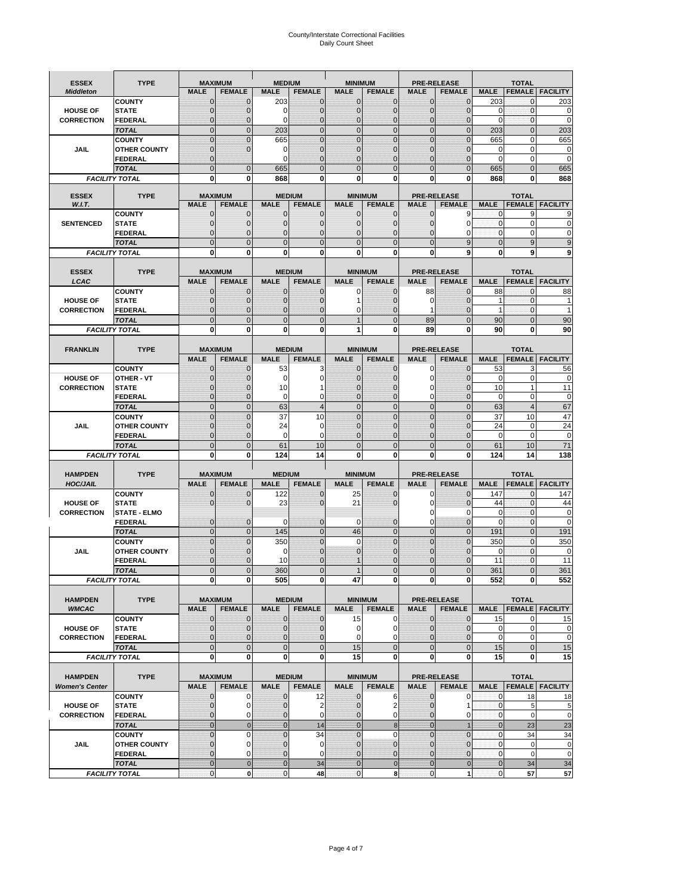# County/Interstate Correctional Facilities
## Daily Count Sheet

| ESSEX *Middleton* | TYPE | MAXIMUM MALE | MAXIMUM FEMALE | MEDIUM MALE | MEDIUM FEMALE | MINIMUM MALE | MINIMUM FEMALE | PRE-RELEASE MALE | PRE-RELEASE FEMALE | TOTAL MALE | TOTAL FEMALE | TOTAL FACILITY |
|---|---|---|---|---|---|---|---|---|---|---|---|---|
| | COUNTY | 0 | 0 | 203 | 0 | 0 | 0 | 0 | 0 | 203 | 0 | 203 |
| HOUSE OF | STATE | 0 | 0 | 0 | 0 | 0 | 0 | 0 | 0 | 0 | 0 | 0 |
| CORRECTION | FEDERAL | 0 | 0 | 0 | 0 | 0 | 0 | 0 | 0 | 0 | 0 | 0 |
| | *TOTAL* | 0 | 0 | 203 | 0 | 0 | 0 | 0 | 0 | 203 | 0 | 203 |
| | COUNTY | 0 | 0 | 665 | 0 | 0 | 0 | 0 | 0 | 665 | 0 | 665 |
| JAIL | OTHER COUNTY | 0 | 0 | 0 | 0 | 0 | 0 | 0 | 0 | 0 | 0 | 0 |
| | FEDERAL | 0 | | 0 | 0 | 0 | 0 | 0 | 0 | 0 | 0 | 0 |
| | *TOTAL* | 0 | 0 | 665 | 0 | 0 | 0 | 0 | 0 | 665 | 0 | 665 |
| *FACILITY TOTAL* | | **0** | **0** | **868** | **0** | **0** | **0** | **0** | **0** | **868** | **0** | **868** |

| ESSEX *W.I.T.* | TYPE | MAXIMUM MALE | MAXIMUM FEMALE | MEDIUM MALE | MEDIUM FEMALE | MINIMUM MALE | MINIMUM FEMALE | PRE-RELEASE MALE | PRE-RELEASE FEMALE | TOTAL MALE | TOTAL FEMALE | TOTAL FACILITY |
|---|---|---|---|---|---|---|---|---|---|---|---|---|
| | COUNTY | 0 | 0 | 0 | 0 | 0 | 0 | 0 | 9 | 0 | 9 | 9 |
| SENTENCED | STATE | 0 | 0 | 0 | 0 | 0 | 0 | 0 | 0 | 0 | 0 | 0 |
| | FEDERAL | 0 | 0 | 0 | 0 | 0 | 0 | 0 | 0 | 0 | 0 | 0 |
| | *TOTAL* | 0 | 0 | 0 | 0 | 0 | 0 | 0 | 9 | 0 | 9 | 9 |
| *FACILITY TOTAL* | | **0** | **0** | **0** | **0** | **0** | **0** | **0** | **9** | **0** | **9** | **9** |

| ESSEX *LCAC* | TYPE | MAXIMUM MALE | MAXIMUM FEMALE | MEDIUM MALE | MEDIUM FEMALE | MINIMUM MALE | MINIMUM FEMALE | PRE-RELEASE MALE | PRE-RELEASE FEMALE | TOTAL MALE | TOTAL FEMALE | TOTAL FACILITY |
|---|---|---|---|---|---|---|---|---|---|---|---|---|
| | COUNTY | 0 | 0 | 0 | 0 | 0 | 0 | 88 | 0 | 88 | 0 | 88 |
| HOUSE OF | STATE | 0 | 0 | 0 | 0 | 1 | 0 | 0 | 0 | 1 | 0 | 1 |
| CORRECTION | FEDERAL | 0 | 0 | 0 | 0 | 0 | 0 | 1 | 0 | 1 | 0 | 1 |
| | *TOTAL* | 0 | 0 | 0 | 0 | 1 | 0 | 89 | 0 | 90 | 0 | 90 |
| *FACILITY TOTAL* | | **0** | **0** | **0** | **0** | **1** | **0** | **89** | **0** | **90** | **0** | **90** |

| FRANKLIN | TYPE | MAXIMUM MALE | MAXIMUM FEMALE | MEDIUM MALE | MEDIUM FEMALE | MINIMUM MALE | MINIMUM FEMALE | PRE-RELEASE MALE | PRE-RELEASE FEMALE | TOTAL MALE | TOTAL FEMALE | TOTAL FACILITY |
|---|---|---|---|---|---|---|---|---|---|---|---|---|
| | COUNTY | 0 | 0 | 53 | 3 | 0 | 0 | 0 | 0 | 53 | 3 | 56 |
| HOUSE OF | OTHER - VT | 0 | 0 | 0 | 0 | 0 | 0 | 0 | 0 | 0 | 0 | 0 |
| CORRECTION | STATE | 0 | 0 | 10 | 1 | 0 | 0 | 0 | 0 | 10 | 1 | 11 |
| | FEDERAL | 0 | 0 | 0 | 0 | 0 | 0 | 0 | 0 | 0 | 0 | 0 |
| | *TOTAL* | 0 | 0 | 63 | 4 | 0 | 0 | 0 | 0 | 63 | 4 | 67 |
| | COUNTY | 0 | 0 | 37 | 10 | 0 | 0 | 0 | 0 | 37 | 10 | 47 |
| JAIL | OTHER COUNTY | 0 | 0 | 24 | 0 | 0 | 0 | 0 | 0 | 24 | 0 | 24 |
| | FEDERAL | 0 | 0 | 0 | 0 | 0 | 0 | 0 | 0 | 0 | 0 | 0 |
| | *TOTAL* | 0 | 0 | 61 | 10 | 0 | 0 | 0 | 0 | 61 | 10 | 71 |
| *FACILITY TOTAL* | | **0** | **0** | **124** | **14** | **0** | **0** | **0** | **0** | **124** | **14** | **138** |

| HAMPDEN *HOC/JAIL* | TYPE | MAXIMUM MALE | MAXIMUM FEMALE | MEDIUM MALE | MEDIUM FEMALE | MINIMUM MALE | MINIMUM FEMALE | PRE-RELEASE MALE | PRE-RELEASE FEMALE | TOTAL MALE | TOTAL FEMALE | TOTAL FACILITY |
|---|---|---|---|---|---|---|---|---|---|---|---|---|
| | COUNTY | 0 | 0 | 122 | 0 | 25 | 0 | 0 | 0 | 147 | 0 | 147 |
| HOUSE OF | STATE | 0 | 0 | 23 | 0 | 21 | 0 | 0 | 0 | 44 | 0 | 44 |
| CORRECTION | STATE - ELMO | | | | | | | 0 | 0 | 0 | 0 | 0 |
| | FEDERAL | 0 | 0 | 0 | 0 | 0 | 0 | 0 | 0 | 0 | 0 | 0 |
| | *TOTAL* | 0 | 0 | 145 | 0 | 46 | 0 | 0 | 0 | 191 | 0 | 191 |
| | COUNTY | 0 | 0 | 350 | 0 | 0 | 0 | 0 | 0 | 350 | 0 | 350 |
| JAIL | OTHER COUNTY | 0 | 0 | 0 | 0 | 0 | 0 | 0 | 0 | 0 | 0 | 0 |
| | FEDERAL | 0 | 0 | 10 | 0 | 1 | 0 | 0 | 0 | 11 | 0 | 11 |
| | *TOTAL* | 0 | 0 | 360 | 0 | 1 | 0 | 0 | 0 | 361 | 0 | 361 |
| *FACILITY TOTAL* | | **0** | **0** | **505** | **0** | **47** | **0** | **0** | **0** | **552** | **0** | **552** |

| HAMPDEN *WMCAC* | TYPE | MAXIMUM MALE | MAXIMUM FEMALE | MEDIUM MALE | MEDIUM FEMALE | MINIMUM MALE | MINIMUM FEMALE | PRE-RELEASE MALE | PRE-RELEASE FEMALE | TOTAL MALE | TOTAL FEMALE | TOTAL FACILITY |
|---|---|---|---|---|---|---|---|---|---|---|---|---|
| | COUNTY | 0 | 0 | 0 | 0 | 15 | 0 | 0 | 0 | 15 | 0 | 15 |
| HOUSE OF | STATE | 0 | 0 | 0 | 0 | 0 | 0 | 0 | 0 | 0 | 0 | 0 |
| CORRECTION | FEDERAL | 0 | 0 | 0 | 0 | 0 | 0 | 0 | 0 | 0 | 0 | 0 |
| | *TOTAL* | 0 | 0 | 0 | 0 | 15 | 0 | 0 | 0 | 15 | 0 | 15 |
| *FACILITY TOTAL* | | **0** | **0** | **0** | **0** | **15** | **0** | **0** | **0** | **15** | **0** | **15** |

| HAMPDEN *Women's Center* | TYPE | MAXIMUM MALE | MAXIMUM FEMALE | MEDIUM MALE | MEDIUM FEMALE | MINIMUM MALE | MINIMUM FEMALE | PRE-RELEASE MALE | PRE-RELEASE FEMALE | TOTAL MALE | TOTAL FEMALE | TOTAL FACILITY |
|---|---|---|---|---|---|---|---|---|---|---|---|---|
| | COUNTY | 0 | 0 | 0 | 12 | 0 | 6 | 0 | 0 | 0 | 18 | 18 |
| HOUSE OF | STATE | 0 | 0 | 0 | 2 | 0 | 2 | 0 | 1 | 0 | 5 | 5 |
| CORRECTION | FEDERAL | 0 | 0 | 0 | 0 | 0 | 0 | 0 | 0 | 0 | 0 | 0 |
| | *TOTAL* | 0 | 0 | 0 | 14 | 0 | 8 | 0 | 1 | 0 | 23 | 23 |
| | COUNTY | 0 | 0 | 0 | 34 | 0 | 0 | 0 | 0 | 0 | 34 | 34 |
| JAIL | OTHER COUNTY | 0 | 0 | 0 | 0 | 0 | 0 | 0 | 0 | 0 | 0 | 0 |
| | FEDERAL | 0 | 0 | 0 | 0 | 0 | 0 | 0 | 0 | 0 | 0 | 0 |
| | *TOTAL* | 0 | 0 | 0 | 34 | 0 | 0 | 0 | 0 | 0 | 34 | 34 |
| *FACILITY TOTAL* | | 0 | **0** | 0 | **48** | 0 | **8** | 0 | **1** | 0 | **57** | **57** |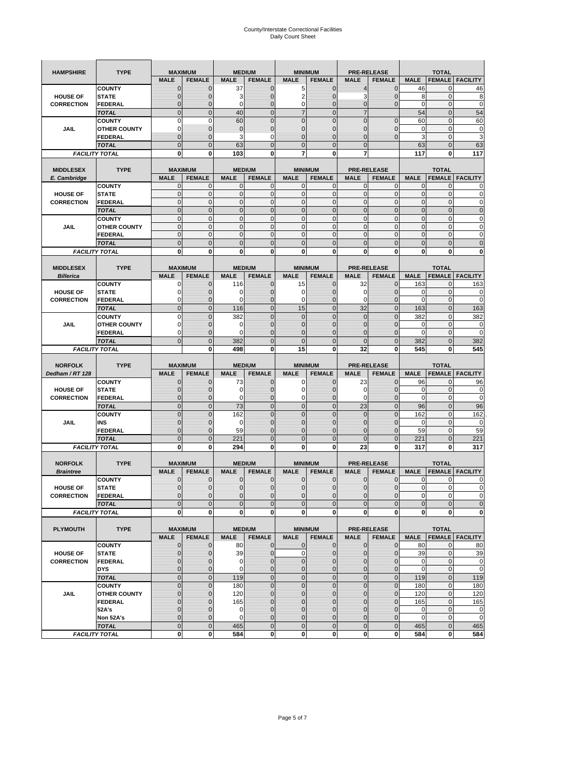# County/Interstate Correctional Facilities
## Daily Count Sheet

| HAMPSHIRE | TYPE | MAXIMUM | | MEDIUM | | MINIMUM | | PRE-RELEASE | | TOTAL | | |
|---|---|---|---|---|---|---|---|---|---|---|---|---|
| | | MALE | FEMALE | MALE | FEMALE | MALE | FEMALE | MALE | FEMALE | MALE | FEMALE | FACILITY |
| HOUSE OF CORRECTION | COUNTY | 0 | 0 | 37 | 0 | 5 | 0 | 4 | 0 | 46 | 0 | 46 |
| | STATE | 0 | 0 | 3 | 0 | 2 | 0 | 3 | 0 | 8 | 0 | 8 |
| | FEDERAL | 0 | 0 | 0 | 0 | 0 | 0 | 0 | 0 | 0 | 0 | 0 |
| | TOTAL | 0 | 0 | 40 | 0 | 7 | 0 | 7 | | 54 | 0 | 54 |
| JAIL | COUNTY | 0 | 0 | 60 | 0 | 0 | 0 | 0 | 0 | 60 | 0 | 60 |
| | OTHER COUNTY | 0 | 0 | 0 | 0 | 0 | 0 | 0 | 0 | 0 | 0 | 0 |
| | FEDERAL | 0 | 0 | 3 | 0 | 0 | 0 | 0 | 0 | 3 | 0 | 3 |
| | TOTAL | 0 | 0 | 63 | 0 | 0 | 0 | 0 | | 63 | 0 | 63 |
| FACILITY TOTAL | | 0 | 0 | 103 | 0 | 7 | 0 | 7 | | 117 | 0 | 117 |

| MIDDLESEX E. Cambridge | TYPE | MAXIMUM | | MEDIUM | | MINIMUM | | PRE-RELEASE | | TOTAL | | |
|---|---|---|---|---|---|---|---|---|---|---|---|---|
| | | MALE | FEMALE | MALE | FEMALE | MALE | FEMALE | MALE | FEMALE | MALE | FEMALE | FACILITY |
| HOUSE OF CORRECTION | COUNTY | 0 | 0 | 0 | 0 | 0 | 0 | 0 | 0 | 0 | 0 | 0 |
| | STATE | 0 | 0 | 0 | 0 | 0 | 0 | 0 | 0 | 0 | 0 | 0 |
| | FEDERAL | 0 | 0 | 0 | 0 | 0 | 0 | 0 | 0 | 0 | 0 | 0 |
| | TOTAL | 0 | 0 | 0 | 0 | 0 | 0 | 0 | 0 | 0 | 0 | 0 |
| JAIL | COUNTY | 0 | 0 | 0 | 0 | 0 | 0 | 0 | 0 | 0 | 0 | 0 |
| | OTHER COUNTY | 0 | 0 | 0 | 0 | 0 | 0 | 0 | 0 | 0 | 0 | 0 |
| | FEDERAL | 0 | 0 | 0 | 0 | 0 | 0 | 0 | 0 | 0 | 0 | 0 |
| | TOTAL | 0 | 0 | 0 | 0 | 0 | 0 | 0 | 0 | 0 | 0 | 0 |
| FACILITY TOTAL | | 0 | 0 | 0 | 0 | 0 | 0 | 0 | 0 | 0 | 0 | 0 |

| MIDDLESEX Billerica | TYPE | MAXIMUM | | MEDIUM | | MINIMUM | | PRE-RELEASE | | TOTAL | | |
|---|---|---|---|---|---|---|---|---|---|---|---|---|
| | | MALE | FEMALE | MALE | FEMALE | MALE | FEMALE | MALE | FEMALE | MALE | FEMALE | FACILITY |
| HOUSE OF CORRECTION | COUNTY | 0 | 0 | 116 | 0 | 15 | 0 | 32 | 0 | 163 | 0 | 163 |
| | STATE | 0 | 0 | 0 | 0 | 0 | 0 | 0 | 0 | 0 | 0 | 0 |
| | FEDERAL | 0 | 0 | 0 | 0 | 0 | 0 | 0 | 0 | 0 | 0 | 0 |
| | TOTAL | 0 | 0 | 116 | 0 | 15 | 0 | 32 | 0 | 163 | 0 | 163 |
| JAIL | COUNTY | 0 | 0 | 382 | 0 | 0 | 0 | 0 | 0 | 382 | 0 | 382 |
| | OTHER COUNTY | 0 | 0 | 0 | 0 | 0 | 0 | 0 | 0 | 0 | 0 | 0 |
| | FEDERAL | 0 | 0 | 0 | 0 | 0 | 0 | 0 | 0 | 0 | 0 | 0 |
| | TOTAL | 0 | 0 | 382 | 0 | 0 | 0 | 0 | 0 | 382 | 0 | 382 |
| FACILITY TOTAL | | | 0 | 498 | 0 | 15 | 0 | 32 | 0 | 545 | 0 | 545 |

| NORFOLK Dedham / RT 128 | TYPE | MAXIMUM | | MEDIUM | | MINIMUM | | PRE-RELEASE | | TOTAL | | |
|---|---|---|---|---|---|---|---|---|---|---|---|---|
| | | MALE | FEMALE | MALE | FEMALE | MALE | FEMALE | MALE | FEMALE | MALE | FEMALE | FACILITY |
| HOUSE OF CORRECTION | COUNTY | 0 | 0 | 73 | 0 | 0 | 0 | 23 | 0 | 96 | 0 | 96 |
| | STATE | 0 | 0 | 0 | 0 | 0 | 0 | 0 | 0 | 0 | 0 | 0 |
| | FEDERAL | 0 | 0 | 0 | 0 | 0 | 0 | 0 | 0 | 0 | 0 | 0 |
| | TOTAL | 0 | 0 | 73 | 0 | 0 | 0 | 23 | 0 | 96 | 0 | 96 |
| JAIL | COUNTY | 0 | 0 | 162 | 0 | 0 | 0 | 0 | 0 | 162 | 0 | 162 |
| | INS | 0 | 0 | 0 | 0 | 0 | 0 | 0 | 0 | 0 | 0 | 0 |
| | FEDERAL | 0 | 0 | 59 | 0 | 0 | 0 | 0 | 0 | 59 | 0 | 59 |
| | TOTAL | 0 | 0 | 221 | 0 | 0 | 0 | 0 | 0 | 221 | 0 | 221 |
| FACILITY TOTAL | | 0 | 0 | 294 | 0 | 0 | 0 | 23 | 0 | 317 | 0 | 317 |

| NORFOLK Braintree | TYPE | MAXIMUM | | MEDIUM | | MINIMUM | | PRE-RELEASE | | TOTAL | | |
|---|---|---|---|---|---|---|---|---|---|---|---|---|
| | | MALE | FEMALE | MALE | FEMALE | MALE | FEMALE | MALE | FEMALE | MALE | FEMALE | FACILITY |
| HOUSE OF CORRECTION | COUNTY | 0 | 0 | 0 | 0 | 0 | 0 | 0 | 0 | 0 | 0 | 0 |
| | STATE | 0 | 0 | 0 | 0 | 0 | 0 | 0 | 0 | 0 | 0 | 0 |
| | FEDERAL | 0 | 0 | 0 | 0 | 0 | 0 | 0 | 0 | 0 | 0 | 0 |
| | TOTAL | 0 | 0 | 0 | 0 | 0 | 0 | 0 | 0 | 0 | 0 | 0 |
| FACILITY TOTAL | | 0 | 0 | 0 | 0 | 0 | 0 | 0 | 0 | 0 | 0 | 0 |

| PLYMOUTH | TYPE | MAXIMUM | | MEDIUM | | MINIMUM | | PRE-RELEASE | | TOTAL | | |
|---|---|---|---|---|---|---|---|---|---|---|---|---|
| | | MALE | FEMALE | MALE | FEMALE | MALE | FEMALE | MALE | FEMALE | MALE | FEMALE | FACILITY |
| HOUSE OF CORRECTION | COUNTY | 0 | 0 | 80 | 0 | 0 | 0 | 0 | 0 | 80 | 0 | 80 |
| | STATE | 0 | 0 | 39 | 0 | 0 | 0 | 0 | 0 | 39 | 0 | 39 |
| | FEDERAL | 0 | 0 | 0 | 0 | 0 | 0 | 0 | 0 | 0 | 0 | 0 |
| | DYS | 0 | 0 | 0 | 0 | 0 | 0 | 0 | 0 | 0 | 0 | 0 |
| | TOTAL | 0 | 0 | 119 | 0 | 0 | 0 | 0 | 0 | 119 | 0 | 119 |
| JAIL | COUNTY | 0 | 0 | 180 | 0 | 0 | 0 | 0 | 0 | 180 | 0 | 180 |
| | OTHER COUNTY | 0 | 0 | 120 | 0 | 0 | 0 | 0 | 0 | 120 | 0 | 120 |
| | FEDERAL | 0 | 0 | 165 | 0 | 0 | 0 | 0 | 0 | 165 | 0 | 165 |
| | 52A's | 0 | 0 | 0 | 0 | 0 | 0 | 0 | 0 | 0 | 0 | 0 |
| | Non 52A's | 0 | 0 | 0 | 0 | 0 | 0 | 0 | 0 | 0 | 0 | 0 |
| | TOTAL | 0 | 0 | 465 | 0 | 0 | 0 | 0 | 0 | 465 | 0 | 465 |
| FACILITY TOTAL | | 0 | 0 | 584 | 0 | 0 | 0 | 0 | 0 | 584 | 0 | 584 |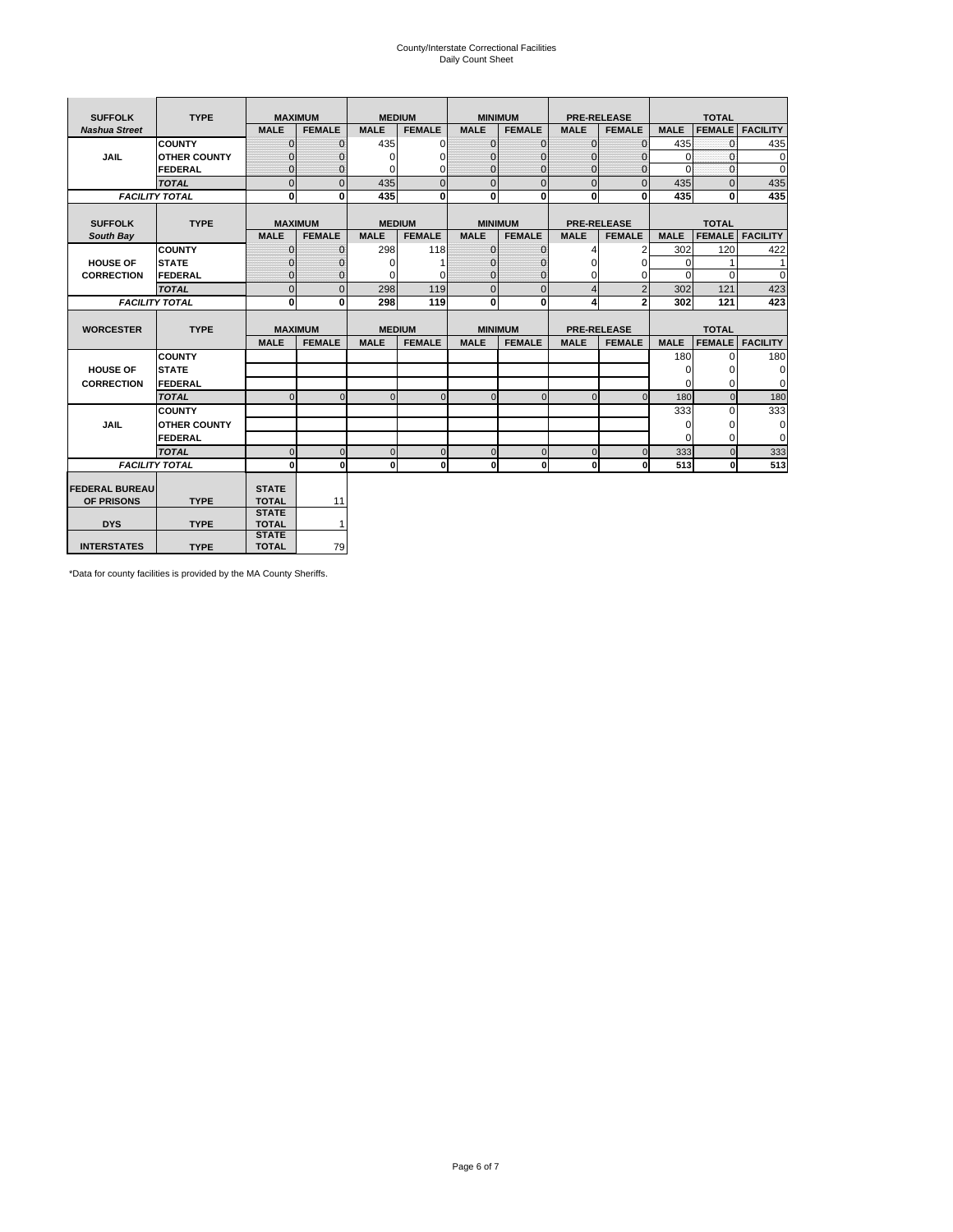# County/Interstate Correctional Facilities
## Daily Count Sheet

| SUFFOLK | TYPE | MAXIMUM | | MEDIUM | | MINIMUM | | PRE-RELEASE | | TOTAL | | |
|---|---|---|---|---|---|---|---|---|---|---|---|---|
| *Nashua Street* | | MALE | FEMALE | MALE | FEMALE | MALE | FEMALE | MALE | FEMALE | MALE | FEMALE | FACILITY |
| JAIL | COUNTY | 0 | 0 | 435 | 0 | 0 | 0 | 0 | 0 | 435 | 0 | 435 |
| | OTHER COUNTY | 0 | 0 | 0 | 0 | 0 | 0 | 0 | 0 | 0 | 0 | 0 |
| | FEDERAL | 0 | 0 | 0 | 0 | 0 | 0 | 0 | 0 | 0 | 0 | 0 |
| | *TOTAL* | 0 | 0 | 435 | 0 | 0 | 0 | 0 | 0 | 435 | 0 | 435 |
| *FACILITY TOTAL* | | 0 | 0 | 435 | 0 | 0 | 0 | 0 | 0 | 435 | 0 | 435 |

| SUFFOLK | TYPE | MAXIMUM | | MEDIUM | | MINIMUM | | PRE-RELEASE | | TOTAL | | |
|---|---|---|---|---|---|---|---|---|---|---|---|---|
| *South Bay* | | MALE | FEMALE | MALE | FEMALE | MALE | FEMALE | MALE | FEMALE | MALE | FEMALE | FACILITY |
| HOUSE OF CORRECTION | COUNTY | 0 | 0 | 298 | 118 | 0 | 0 | 4 | 2 | 302 | 120 | 422 |
| | STATE | 0 | 0 | 0 | 1 | 0 | 0 | 0 | 0 | 0 | 1 | 1 |
| | FEDERAL | 0 | 0 | 0 | 0 | 0 | 0 | 0 | 0 | 0 | 0 | 0 |
| | *TOTAL* | 0 | 0 | 298 | 119 | 0 | 0 | 4 | 2 | 302 | 121 | 423 |
| *FACILITY TOTAL* | | 0 | 0 | 298 | 119 | 0 | 0 | 4 | 2 | 302 | 121 | 423 |

| WORCESTER | TYPE | MAXIMUM | | MEDIUM | | MINIMUM | | PRE-RELEASE | | TOTAL | | |
|---|---|---|---|---|---|---|---|---|---|---|---|---|
| | | MALE | FEMALE | MALE | FEMALE | MALE | FEMALE | MALE | FEMALE | MALE | FEMALE | FACILITY |
| HOUSE OF CORRECTION | COUNTY | | | | | | | | | 180 | 0 | 180 |
| | STATE | | | | | | | | | 0 | 0 | 0 |
| | FEDERAL | | | | | | | | | 0 | 0 | 0 |
| | *TOTAL* | 0 | 0 | 0 | 0 | 0 | 0 | 0 | 0 | 180 | 0 | 180 |
| JAIL | COUNTY | | | | | | | | | 333 | 0 | 333 |
| | OTHER COUNTY | | | | | | | | | 0 | 0 | 0 |
| | FEDERAL | | | | | | | | | 0 | 0 | 0 |
| | *TOTAL* | 0 | 0 | 0 | 0 | 0 | 0 | 0 | 0 | 333 | 0 | 333 |
| *FACILITY TOTAL* | | 0 | 0 | 0 | 0 | 0 | 0 | 0 | 0 | 513 | 0 | 513 |

| | TYPE | | |
|---|---|---|---|
| FEDERAL BUREAU OF PRISONS | TYPE | STATE TOTAL | 11 |
| DYS | TYPE | STATE TOTAL | 1 |
| INTERSTATES | TYPE | STATE TOTAL | 79 |

*Data for county facilities is provided by the MA County Sheriffs.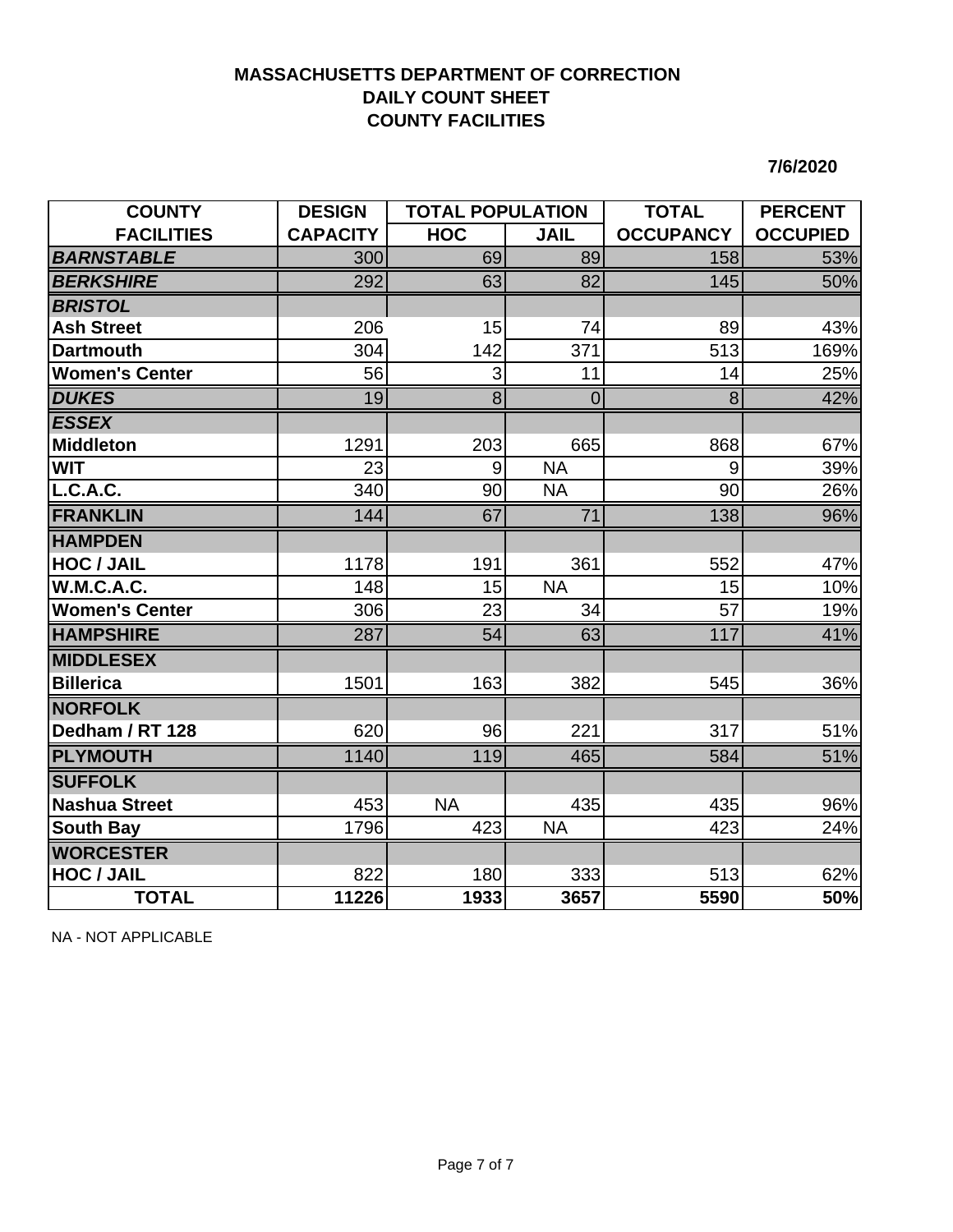## MASSACHUSETTS DEPARTMENT OF CORRECTION
## DAILY COUNT SHEET
## COUNTY FACILITIES

**7/6/2020**

| COUNTY FACILITIES | DESIGN CAPACITY | TOTAL POPULATION | | TOTAL OCCUPANCY | PERCENT OCCUPIED |
|---|---|---|---|---|---|
| | | HOC | JAIL | | |
| ***BARNSTABLE*** | 300 | 69 | 89 | 158 | 53% |
| ***BERKSHIRE*** | 292 | 63 | 82 | 145 | 50% |
| ***BRISTOL*** | | | | | |
| **Ash Street** | 206 | 15 | 74 | 89 | 43% |
| **Dartmouth** | 304 | 142 | 371 | 513 | 169% |
| **Women's Center** | 56 | 3 | 11 | 14 | 25% |
| ***DUKES*** | 19 | 8 | 0 | 8 | 42% |
| ***ESSEX*** | | | | | |
| **Middleton** | 1291 | 203 | 665 | 868 | 67% |
| **WIT** | 23 | 9 | NA | 9 | 39% |
| **L.C.A.C.** | 340 | 90 | NA | 90 | 26% |
| **FRANKLIN** | 144 | 67 | 71 | 138 | 96% |
| **HAMPDEN** | | | | | |
| **HOC / JAIL** | 1178 | 191 | 361 | 552 | 47% |
| **W.M.C.A.C.** | 148 | 15 | NA | 15 | 10% |
| **Women's Center** | 306 | 23 | 34 | 57 | 19% |
| **HAMPSHIRE** | 287 | 54 | 63 | 117 | 41% |
| **MIDDLESEX** | | | | | |
| **Billerica** | 1501 | 163 | 382 | 545 | 36% |
| **NORFOLK** | | | | | |
| **Dedham / RT 128** | 620 | 96 | 221 | 317 | 51% |
| **PLYMOUTH** | 1140 | 119 | 465 | 584 | 51% |
| **SUFFOLK** | | | | | |
| **Nashua Street** | 453 | NA | 435 | 435 | 96% |
| **South Bay** | 1796 | 423 | NA | 423 | 24% |
| **WORCESTER** | | | | | |
| **HOC / JAIL** | 822 | 180 | 333 | 513 | 62% |
| **TOTAL** | **11226** | **1933** | **3657** | **5590** | **50%** |

NA - NOT APPLICABLE